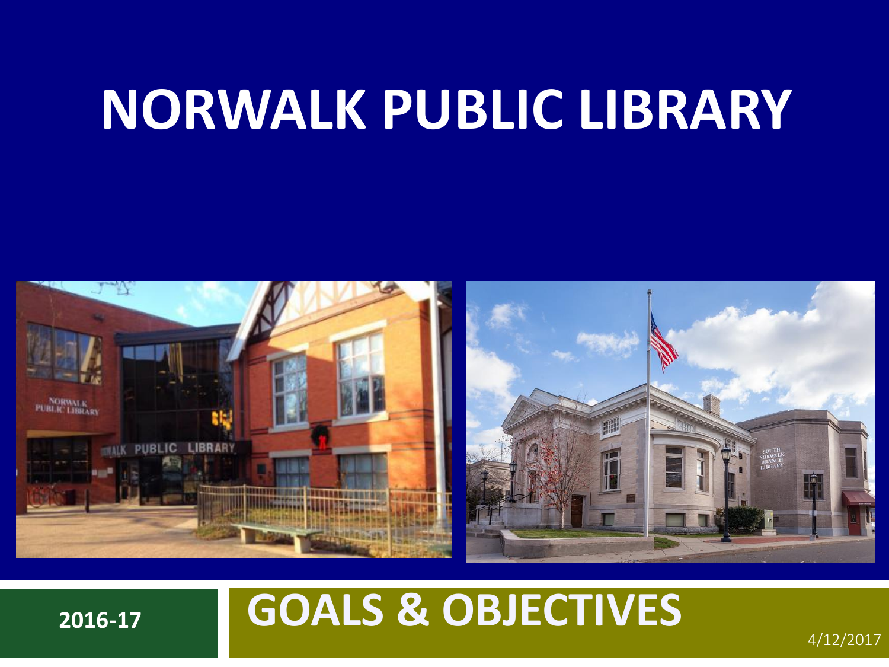# NORWALK PUBLIC LIBRARY

**2016-17**

## GOALS & OBJECTIVES

4/12/2017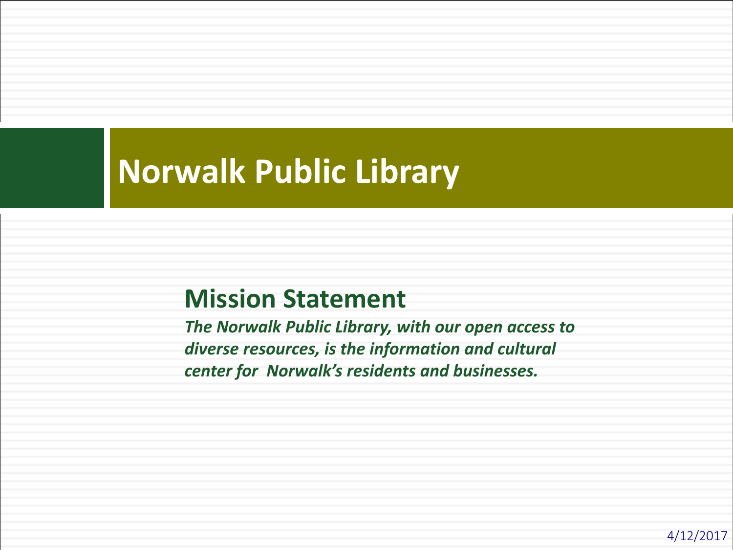# Norwalk Public Library

## Mission Statement

***The Norwalk Public Library, with our open access to diverse resources, is the information and cultural center for Norwalk's residents and businesses.***

4/12/2017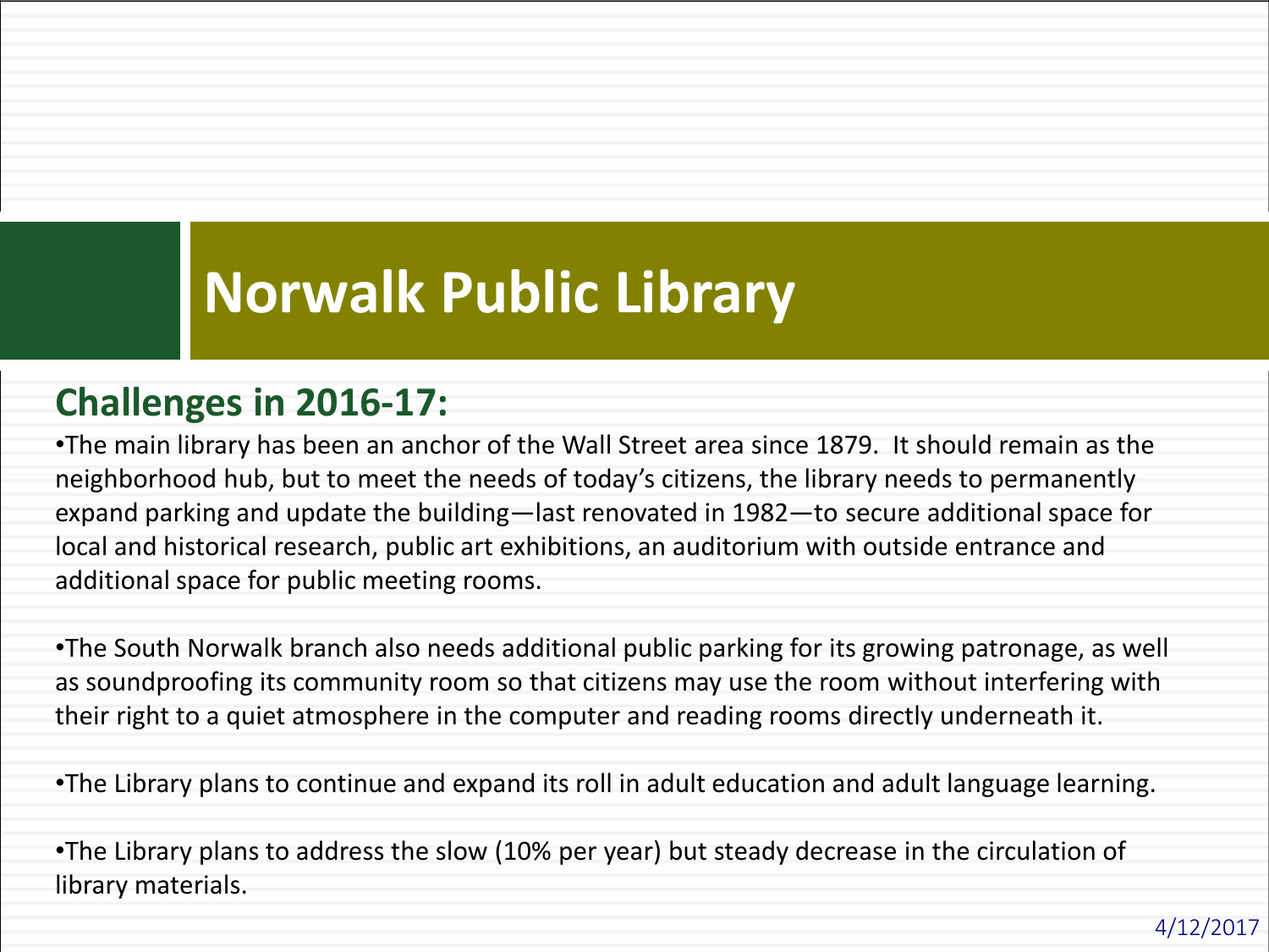# Norwalk Public Library

## Challenges in 2016-17:

•The main library has been an anchor of the Wall Street area since 1879. It should remain as the neighborhood hub, but to meet the needs of today's citizens, the library needs to permanently expand parking and update the building—last renovated in 1982—to secure additional space for local and historical research, public art exhibitions, an auditorium with outside entrance and additional space for public meeting rooms.

•The South Norwalk branch also needs additional public parking for its growing patronage, as well as soundproofing its community room so that citizens may use the room without interfering with their right to a quiet atmosphere in the computer and reading rooms directly underneath it.

•The Library plans to continue and expand its roll in adult education and adult language learning.

•The Library plans to address the slow (10% per year) but steady decrease in the circulation of library materials.

4/12/2017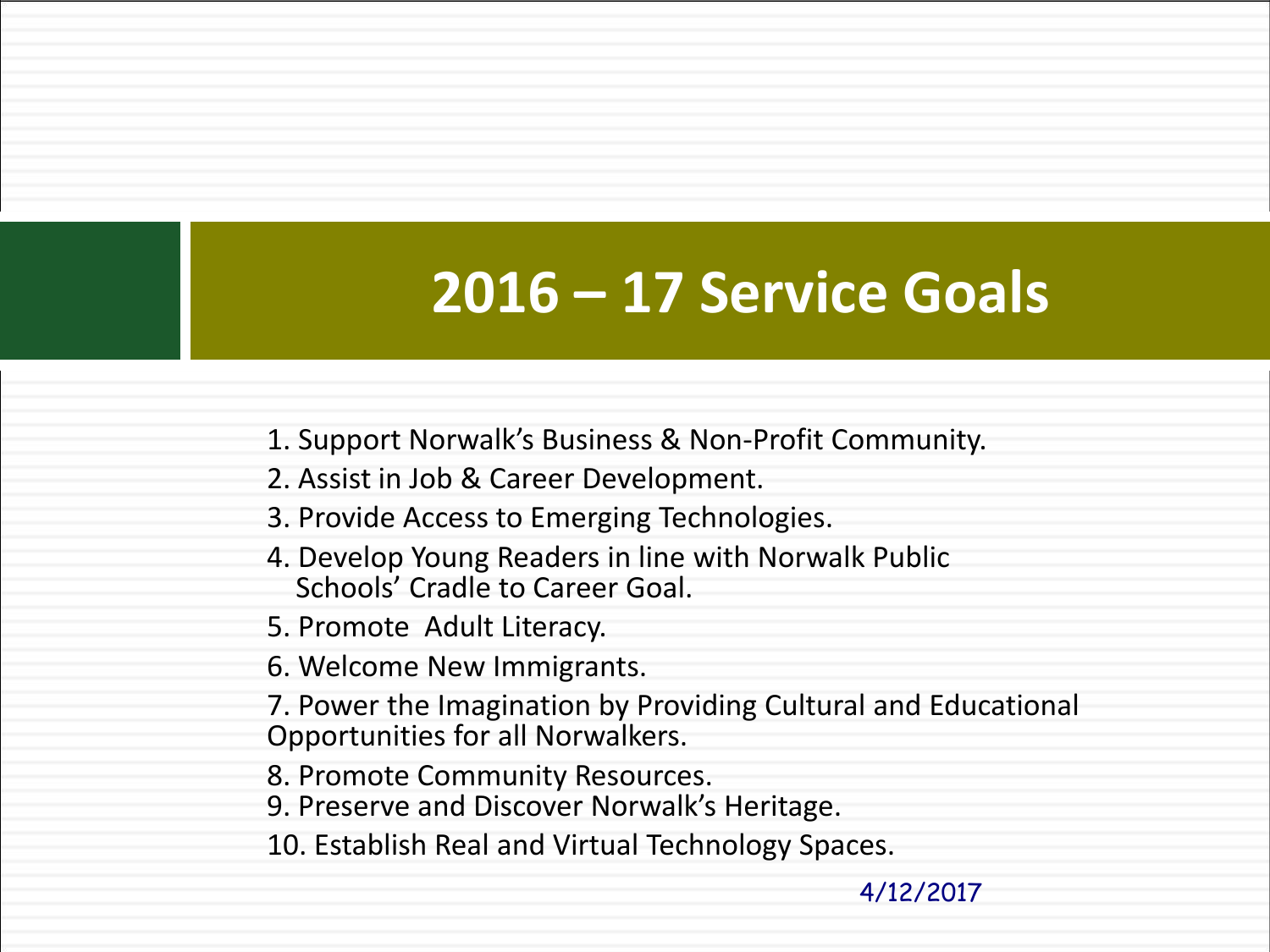# 2016 – 17 Service Goals

1. Support Norwalk's Business & Non-Profit Community.
2. Assist in Job & Career Development.
3. Provide Access to Emerging Technologies.
4. Develop Young Readers in line with Norwalk Public Schools' Cradle to Career Goal.
5. Promote Adult Literacy.
6. Welcome New Immigrants.
7. Power the Imagination by Providing Cultural and Educational Opportunities for all Norwalkers.
8. Promote Community Resources.
9. Preserve and Discover Norwalk's Heritage.
10. Establish Real and Virtual Technology Spaces.

4/12/2017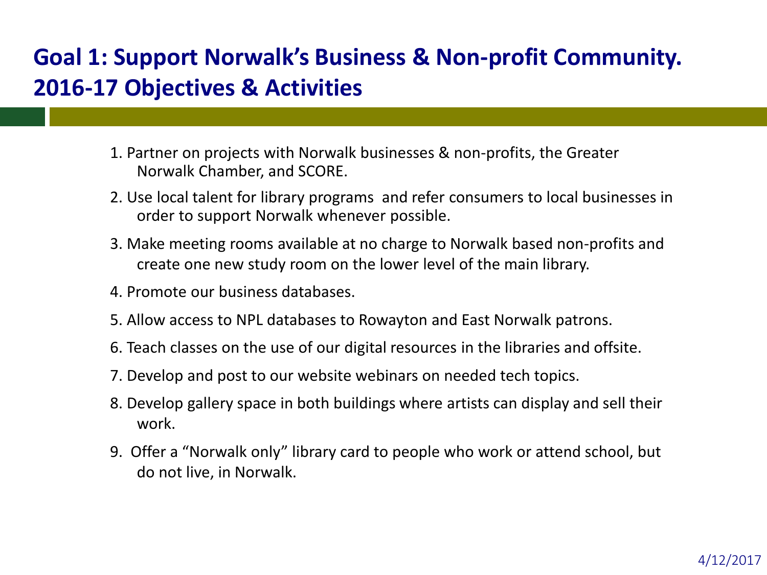# Goal 1: Support Norwalk's Business & Non-profit Community. 2016-17 Objectives & Activities

1. Partner on projects with Norwalk businesses & non-profits, the Greater Norwalk Chamber, and SCORE.
2. Use local talent for library programs and refer consumers to local businesses in order to support Norwalk whenever possible.
3. Make meeting rooms available at no charge to Norwalk based non-profits and create one new study room on the lower level of the main library.
4. Promote our business databases.
5. Allow access to NPL databases to Rowayton and East Norwalk patrons.
6. Teach classes on the use of our digital resources in the libraries and offsite.
7. Develop and post to our website webinars on needed tech topics.
8. Develop gallery space in both buildings where artists can display and sell their work.
9. Offer a "Norwalk only" library card to people who work or attend school, but do not live, in Norwalk.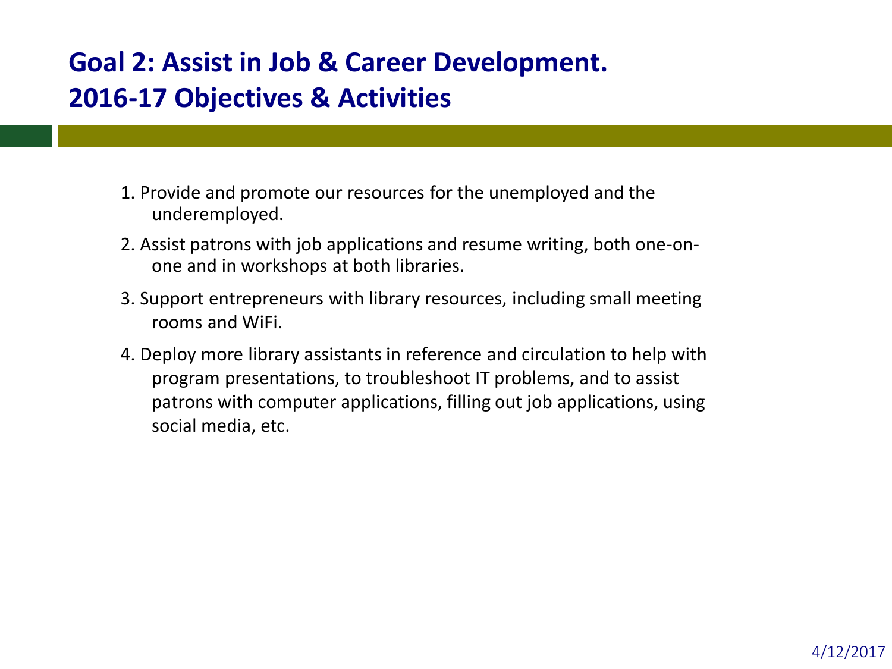# Goal 2: Assist in Job & Career Development. 2016-17 Objectives & Activities

1. Provide and promote our resources for the unemployed and the underemployed.
2. Assist patrons with job applications and resume writing, both one-on-one and in workshops at both libraries.
3. Support entrepreneurs with library resources, including small meeting rooms and WiFi.
4. Deploy more library assistants in reference and circulation to help with program presentations, to troubleshoot IT problems, and to assist patrons with computer applications, filling out job applications, using social media, etc.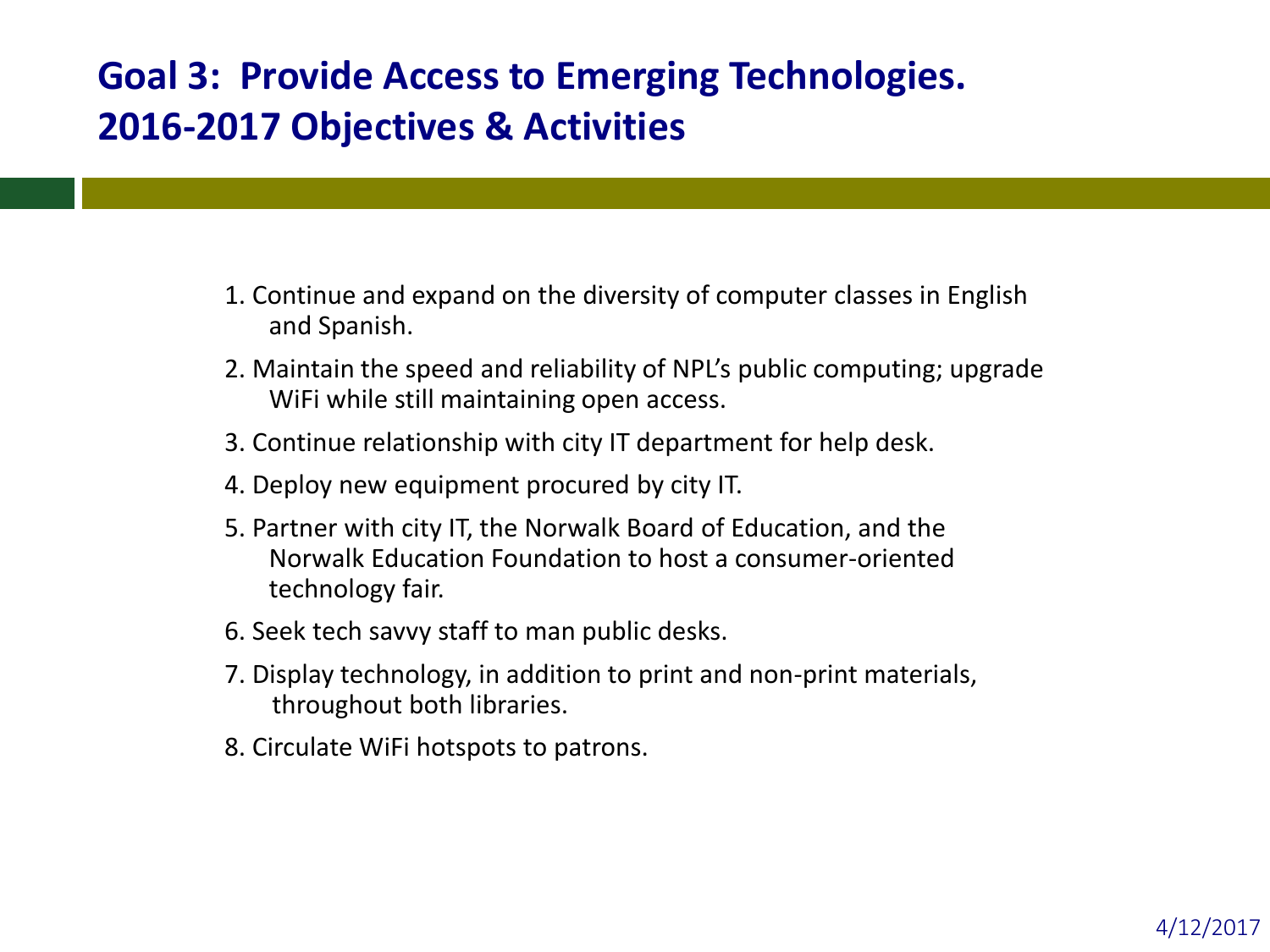## Goal 3: Provide Access to Emerging Technologies. 2016-2017 Objectives & Activities

1. Continue and expand on the diversity of computer classes in English and Spanish.
2. Maintain the speed and reliability of NPL's public computing; upgrade WiFi while still maintaining open access.
3. Continue relationship with city IT department for help desk.
4. Deploy new equipment procured by city IT.
5. Partner with city IT, the Norwalk Board of Education, and the Norwalk Education Foundation to host a consumer-oriented technology fair.
6. Seek tech savvy staff to man public desks.
7. Display technology, in addition to print and non-print materials, throughout both libraries.
8. Circulate WiFi hotspots to patrons.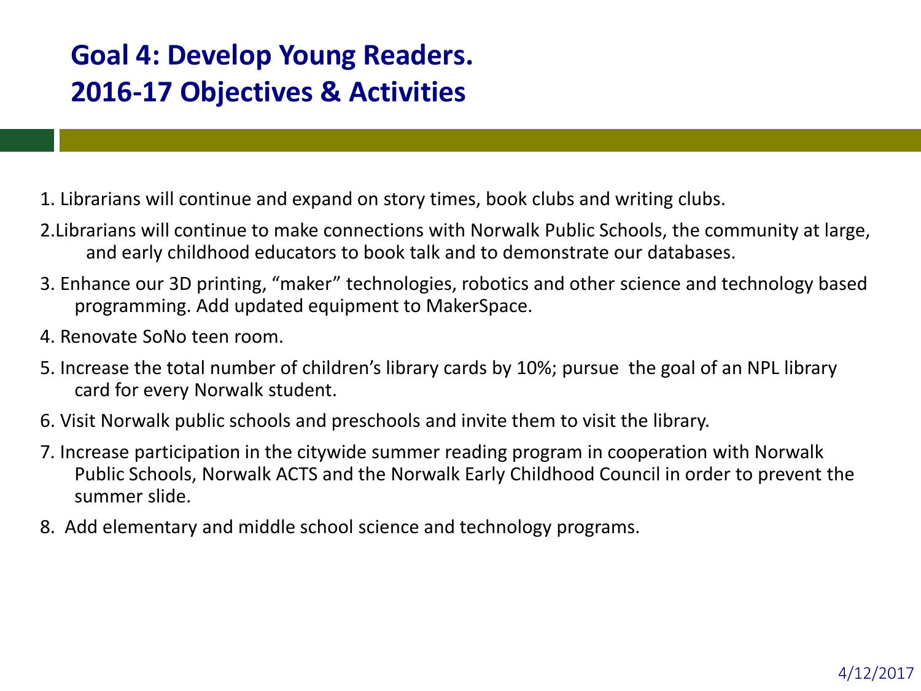# Goal 4: Develop Young Readers.
# 2016-17 Objectives & Activities

1. Librarians will continue and expand on story times, book clubs and writing clubs.
2. Librarians will continue to make connections with Norwalk Public Schools, the community at large, and early childhood educators to book talk and to demonstrate our databases.
3. Enhance our 3D printing, "maker" technologies, robotics and other science and technology based programming. Add updated equipment to MakerSpace.
4. Renovate SoNo teen room.
5. Increase the total number of children's library cards by 10%; pursue the goal of an NPL library card for every Norwalk student.
6. Visit Norwalk public schools and preschools and invite them to visit the library.
7. Increase participation in the citywide summer reading program in cooperation with Norwalk Public Schools, Norwalk ACTS and the Norwalk Early Childhood Council in order to prevent the summer slide.
8. Add elementary and middle school science and technology programs.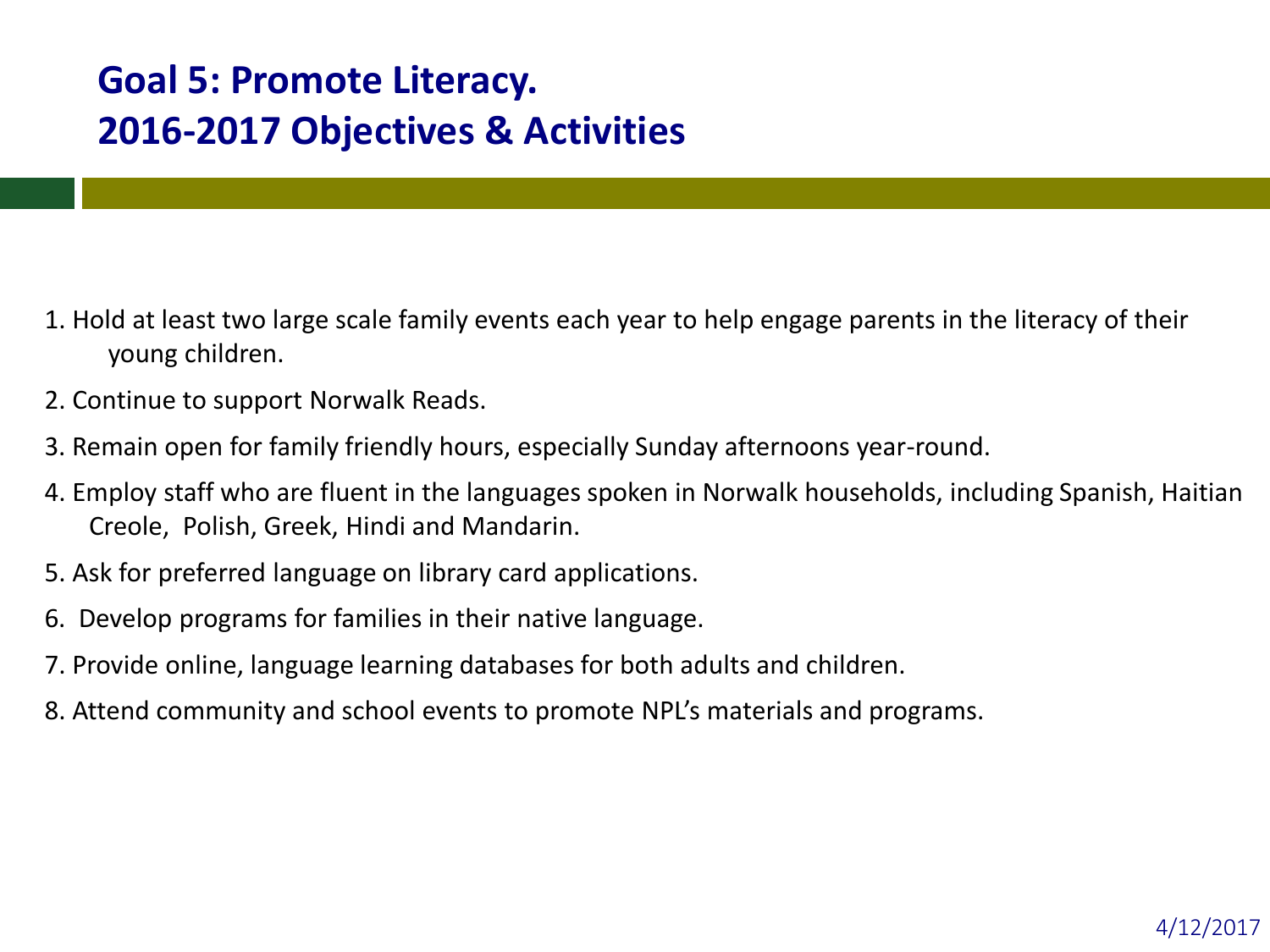# Goal 5: Promote Literacy.
# 2016-2017 Objectives & Activities

1. Hold at least two large scale family events each year to help engage parents in the literacy of their young children.
2. Continue to support Norwalk Reads.
3. Remain open for family friendly hours, especially Sunday afternoons year-round.
4. Employ staff who are fluent in the languages spoken in Norwalk households, including Spanish, Haitian Creole, Polish, Greek, Hindi and Mandarin.
5. Ask for preferred language on library card applications.
6. Develop programs for families in their native language.
7. Provide online, language learning databases for both adults and children.
8. Attend community and school events to promote NPL's materials and programs.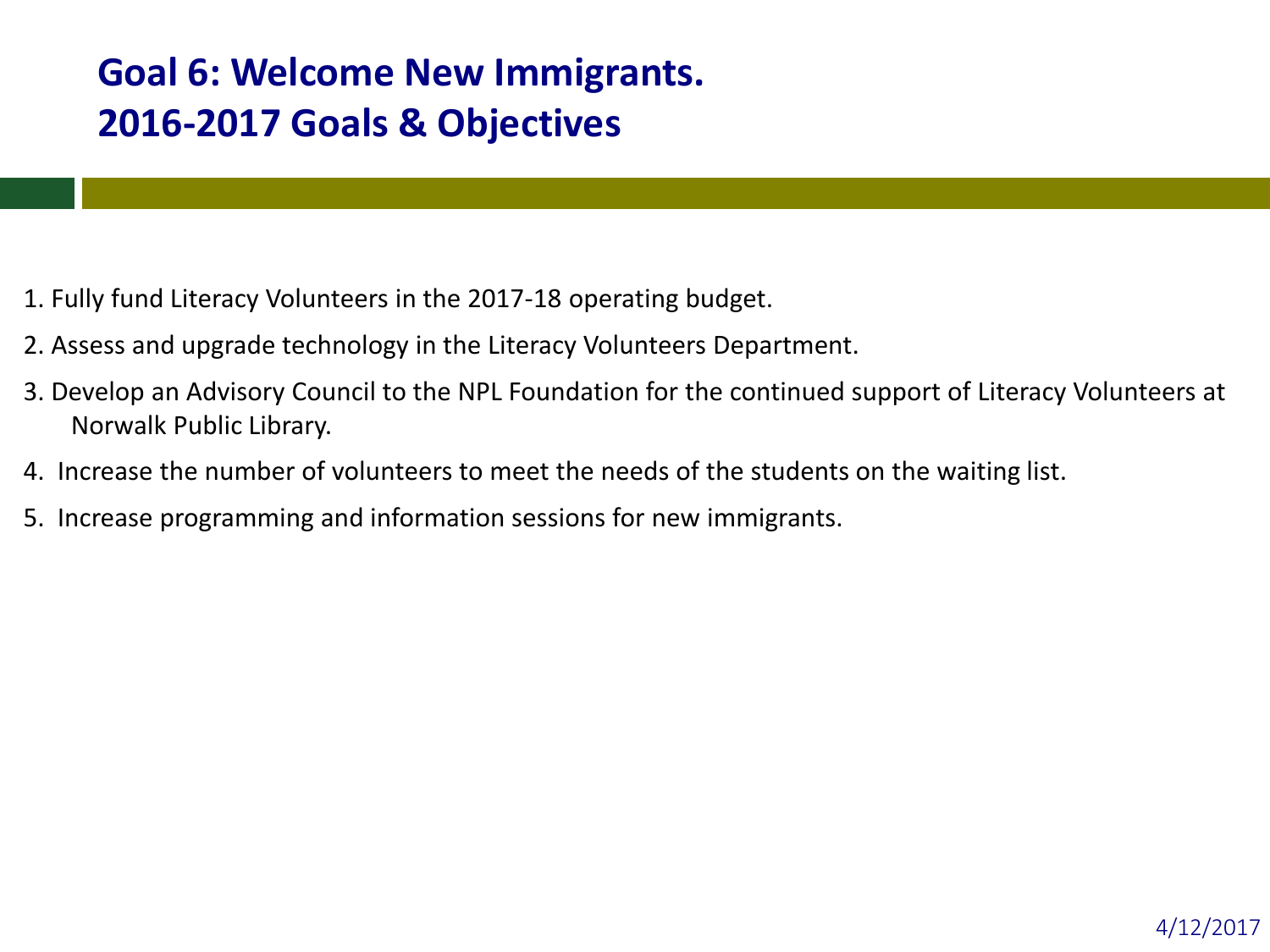# Goal 6: Welcome New Immigrants.
# 2016-2017 Goals & Objectives

1. Fully fund Literacy Volunteers in the 2017-18 operating budget.
2. Assess and upgrade technology in the Literacy Volunteers Department.
3. Develop an Advisory Council to the NPL Foundation for the continued support of Literacy Volunteers at Norwalk Public Library.
4. Increase the number of volunteers to meet the needs of the students on the waiting list.
5. Increase programming and information sessions for new immigrants.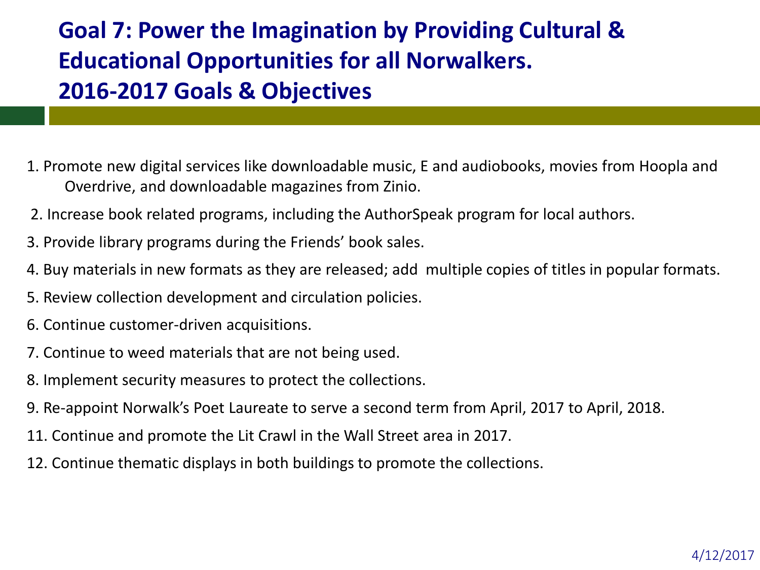# Goal 7: Power the Imagination by Providing Cultural & Educational Opportunities for all Norwalkers.
# 2016-2017 Goals & Objectives

1. Promote new digital services like downloadable music, E and audiobooks, movies from Hoopla and Overdrive, and downloadable magazines from Zinio.

2. Increase book related programs, including the AuthorSpeak program for local authors.

3. Provide library programs during the Friends' book sales.

4. Buy materials in new formats as they are released; add multiple copies of titles in popular formats.

5. Review collection development and circulation policies.

6. Continue customer-driven acquisitions.

7. Continue to weed materials that are not being used.

8. Implement security measures to protect the collections.

9. Re-appoint Norwalk's Poet Laureate to serve a second term from April, 2017 to April, 2018.

11. Continue and promote the Lit Crawl in the Wall Street area in 2017.

12. Continue thematic displays in both buildings to promote the collections.

4/12/2017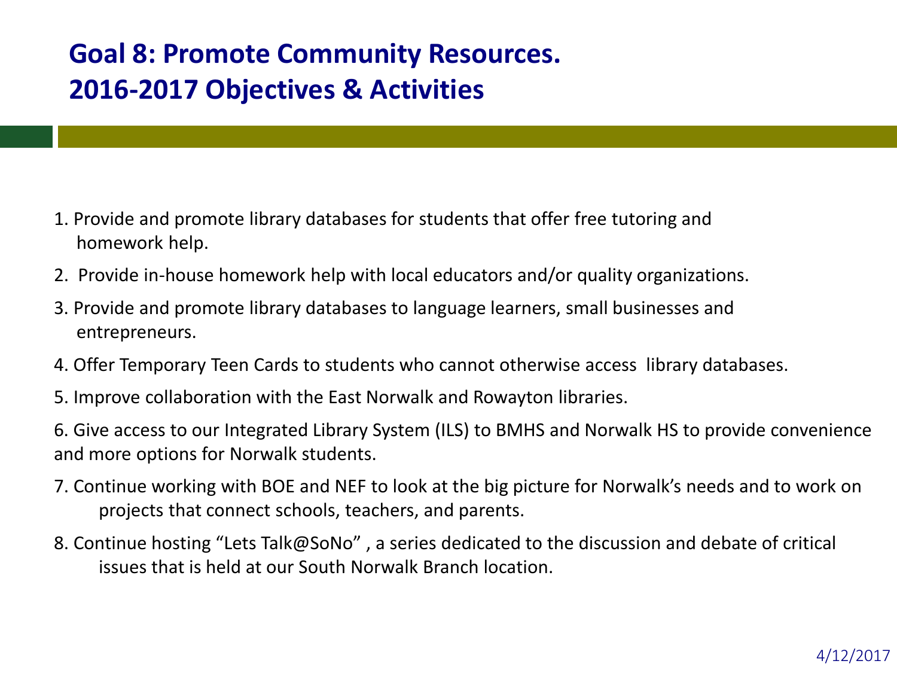# Goal 8: Promote Community Resources.
# 2016-2017 Objectives & Activities

1. Provide and promote library databases for students that offer free tutoring and homework help.
2. Provide in-house homework help with local educators and/or quality organizations.
3. Provide and promote library databases to language learners, small businesses and entrepreneurs.
4. Offer Temporary Teen Cards to students who cannot otherwise access library databases.
5. Improve collaboration with the East Norwalk and Rowayton libraries.
6. Give access to our Integrated Library System (ILS) to BMHS and Norwalk HS to provide convenience and more options for Norwalk students.
7. Continue working with BOE and NEF to look at the big picture for Norwalk's needs and to work on projects that connect schools, teachers, and parents.
8. Continue hosting "Lets Talk@SoNo" , a series dedicated to the discussion and debate of critical issues that is held at our South Norwalk Branch location.

4/12/2017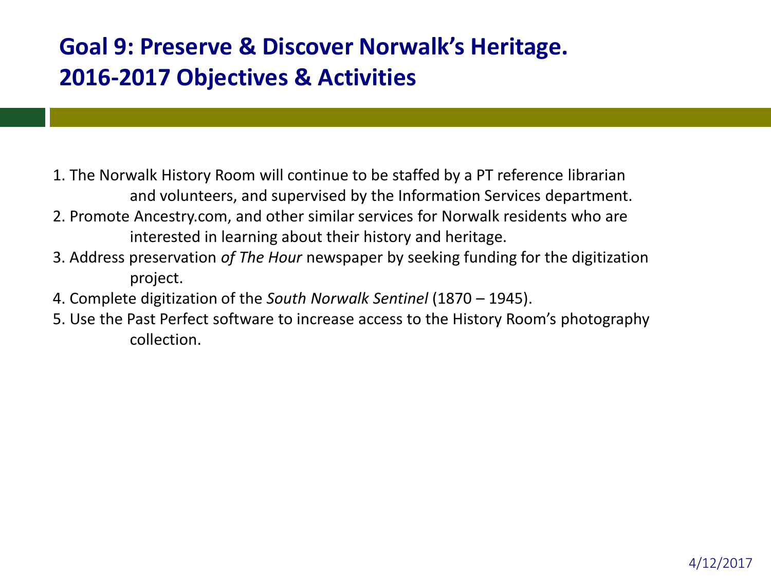## Goal 9: Preserve & Discover Norwalk's Heritage. 2016-2017 Objectives & Activities

1. The Norwalk History Room will continue to be staffed by a PT reference librarian and volunteers, and supervised by the Information Services department.
2. Promote Ancestry.com, and other similar services for Norwalk residents who are interested in learning about their history and heritage.
3. Address preservation *of The Hour* newspaper by seeking funding for the digitization project.
4. Complete digitization of the *South Norwalk Sentinel* (1870 – 1945).
5. Use the Past Perfect software to increase access to the History Room's photography collection.

4/12/2017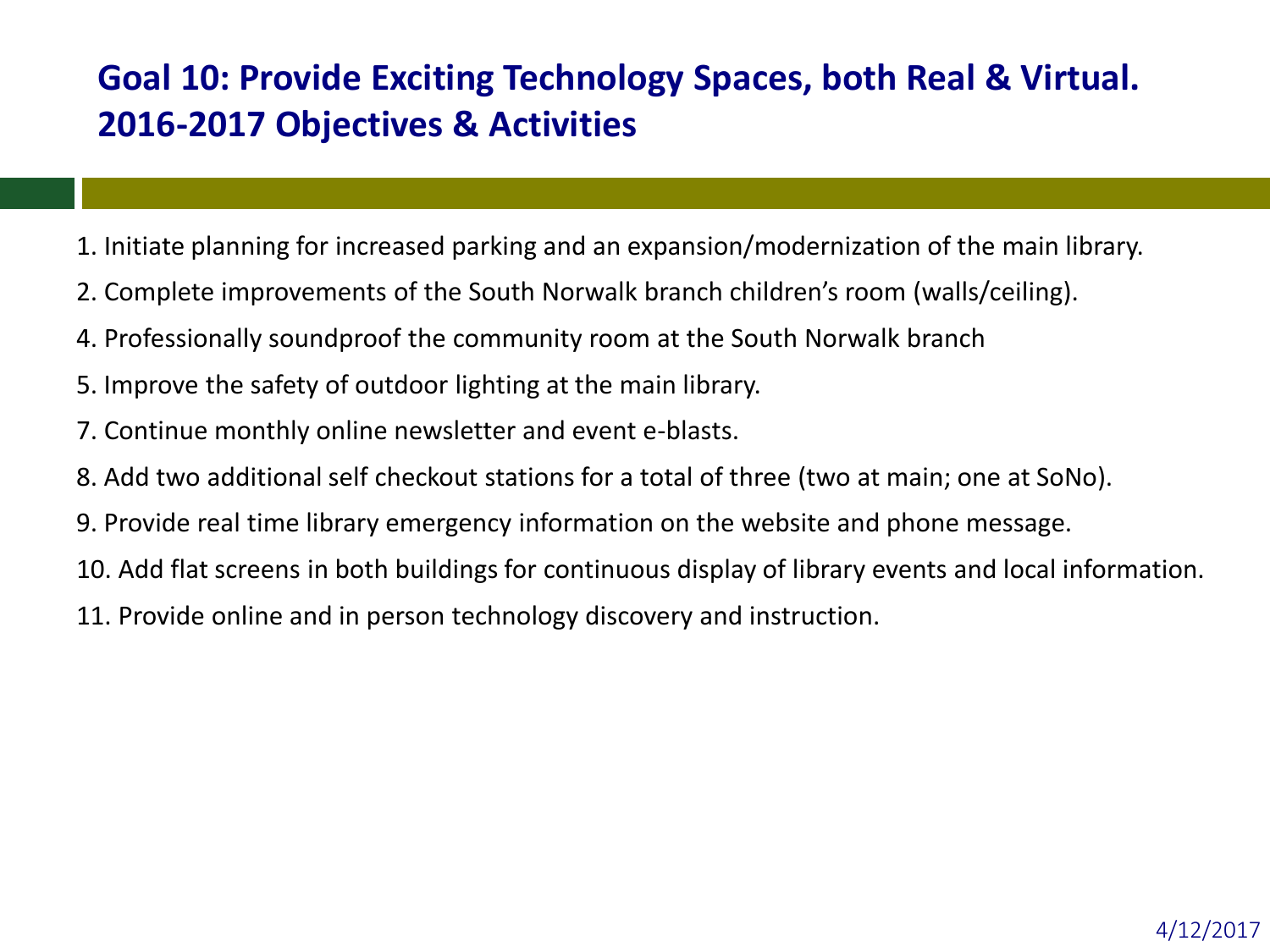## Goal 10: Provide Exciting Technology Spaces, both Real & Virtual. 2016-2017 Objectives & Activities

1. Initiate planning for increased parking and an expansion/modernization of the main library.
2. Complete improvements of the South Norwalk branch children's room (walls/ceiling).
4. Professionally soundproof the community room at the South Norwalk branch
5. Improve the safety of outdoor lighting at the main library.
7. Continue monthly online newsletter and event e-blasts.
8. Add two additional self checkout stations for a total of three (two at main; one at SoNo).
9. Provide real time library emergency information on the website and phone message.
10. Add flat screens in both buildings for continuous display of library events and local information.
11. Provide online and in person technology discovery and instruction.